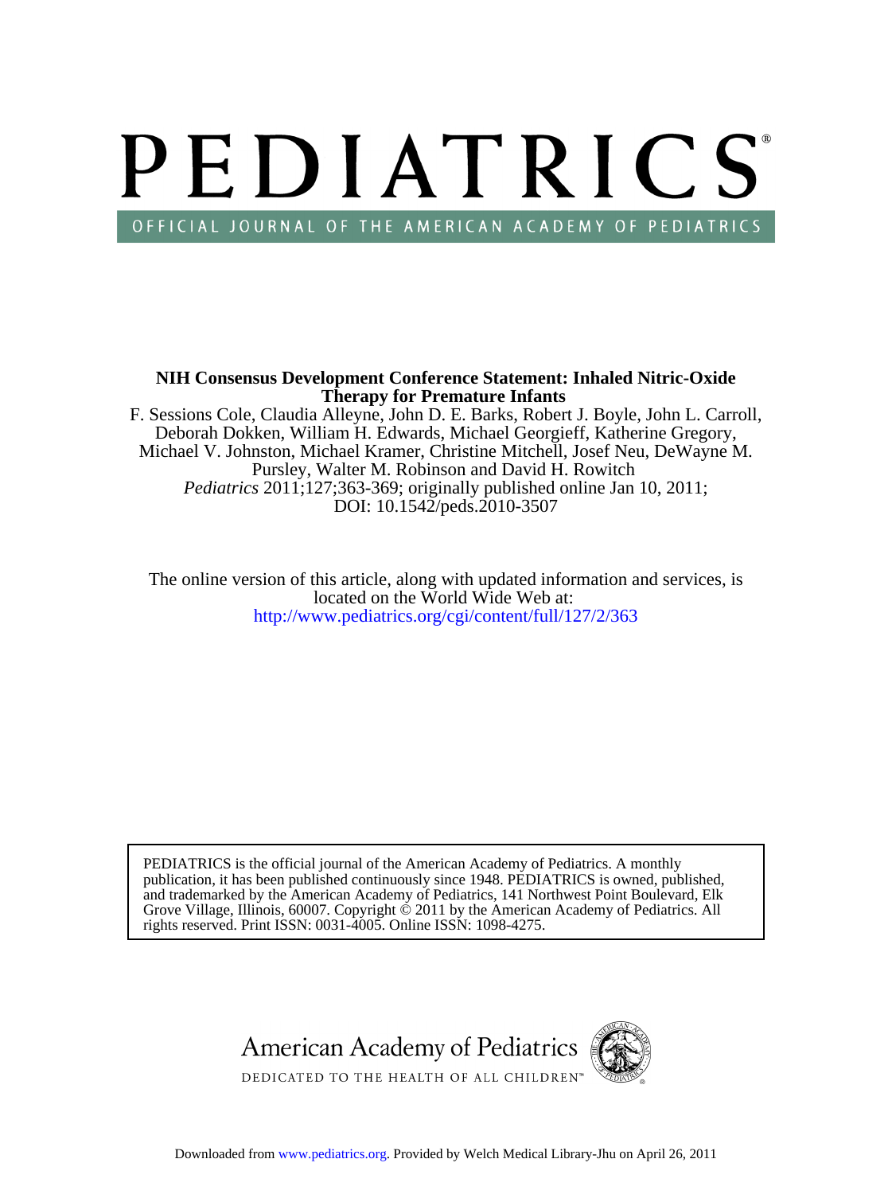# PEDIATRICS®

OFFICIAL JOURNAL OF THE AMERICAN ACADEMY OF PEDIATRICS

**NIH Consensus Development Conference Statement: Inhaled Nitric-Oxide Therapy for Premature Infants**

F. Sessions Cole, Claudia Alleyne, John D. E. Barks, Robert J. Boyle, John L. Carroll, Deborah Dokken, William H. Edwards, Michael Georgieff, Katherine Gregory, Michael V. Johnston, Michael Kramer, Christine Mitchell, Josef Neu, DeWayne M. Pursley, Walter M. Robinson and David H. Rowitch

*Pediatrics* 2011;127;363-369; originally published online Jan 10, 2011;

DOI: 10.1542/peds.2010-3507

The online version of this article, along with updated information and services, is located on the World Wide Web at:

http://www.pediatrics.org/cgi/content/full/127/2/363

PEDIATRICS is the official journal of the American Academy of Pediatrics. A monthly publication, it has been published continuously since 1948. PEDIATRICS is owned, published, and trademarked by the American Academy of Pediatrics, 141 Northwest Point Boulevard, Elk Grove Village, Illinois, 60007. Copyright © 2011 by the American Academy of Pediatrics. All rights reserved. Print ISSN: 0031-4005. Online ISSN: 1098-4275.

American Academy of Pediatrics

DEDICATED TO THE HEALTH OF ALL CHILDREN™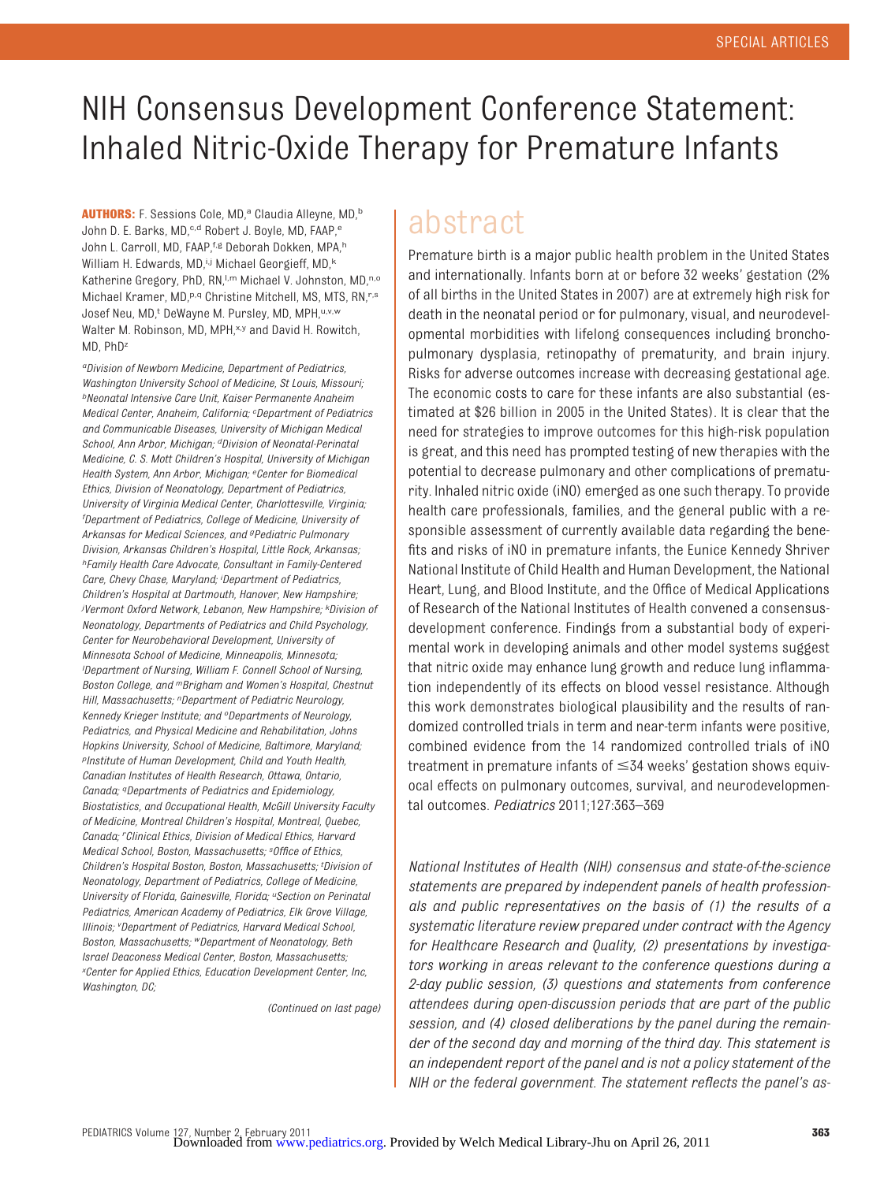# NIH Consensus Development Conference Statement: Inhaled Nitric-Oxide Therapy for Premature Infants

**AUTHORS:** F. Sessions Cole, MD,[a] Claudia Alleyne, MD,[b] John D. E. Barks, MD,[c,d] Robert J. Boyle, MD, FAAP,[e] John L. Carroll, MD, FAAP,[f,g] Deborah Dokken, MPA,[h] William H. Edwards, MD,[i,j] Michael Georgieff, MD,[k] Katherine Gregory, PhD, RN,[l,m] Michael V. Johnston, MD,[n,o] Michael Kramer, MD,[p,q] Christine Mitchell, MS, MTS, RN,[r,s] Josef Neu, MD,[t] DeWayne M. Pursley, MD, MPH,[u,v,w] Walter M. Robinson, MD, MPH,[x,y] and David H. Rowitch, MD, PhD[z]

*[a]Division of Newborn Medicine, Department of Pediatrics, Washington University School of Medicine, St Louis, Missouri; [b]Neonatal Intensive Care Unit, Kaiser Permanente Anaheim Medical Center, Anaheim, California; [c]Department of Pediatrics and Communicable Diseases, University of Michigan Medical School, Ann Arbor, Michigan; [d]Division of Neonatal-Perinatal Medicine, C. S. Mott Children's Hospital, University of Michigan Health System, Ann Arbor, Michigan; [e]Center for Biomedical Ethics, Division of Neonatology, Department of Pediatrics, University of Virginia Medical Center, Charlottesville, Virginia; [f]Department of Pediatrics, College of Medicine, University of Arkansas for Medical Sciences, and [g]Pediatric Pulmonary Division, Arkansas Children's Hospital, Little Rock, Arkansas; [h]Family Health Care Advocate, Consultant in Family-Centered Care, Chevy Chase, Maryland; [i]Department of Pediatrics, Children's Hospital at Dartmouth, Hanover, New Hampshire; [j]Vermont Oxford Network, Lebanon, New Hampshire; [k]Division of Neonatology, Departments of Pediatrics and Child Psychology, Center for Neurobehavioral Development, University of Minnesota School of Medicine, Minneapolis, Minnesota; [l]Department of Nursing, William F. Connell School of Nursing, Boston College, and [m]Brigham and Women's Hospital, Chestnut Hill, Massachusetts; [n]Department of Pediatric Neurology, Kennedy Krieger Institute; and [o]Departments of Neurology, Pediatrics, and Physical Medicine and Rehabilitation, Johns Hopkins University, School of Medicine, Baltimore, Maryland; [p]Institute of Human Development, Child and Youth Health, Canadian Institutes of Health Research, Ottawa, Ontario, Canada; [q]Departments of Pediatrics and Epidemiology, Biostatistics, and Occupational Health, McGill University Faculty of Medicine, Montreal Children's Hospital, Montreal, Quebec, Canada; [r]Clinical Ethics, Division of Medical Ethics, Harvard Medical School, Boston, Massachusetts; [s]Office of Ethics, Children's Hospital Boston, Boston, Massachusetts; [t]Division of Neonatology, Department of Pediatrics, College of Medicine, University of Florida, Gainesville, Florida; [u]Section on Perinatal Pediatrics, American Academy of Pediatrics, Elk Grove Village, Illinois; [v]Department of Pediatrics, Harvard Medical School, Boston, Massachusetts; [w]Department of Neonatology, Beth Israel Deaconess Medical Center, Boston, Massachusetts; [x]Center for Applied Ethics, Education Development Center, Inc, Washington, DC;*

*(Continued on last page)*

## abstract

Premature birth is a major public health problem in the United States and internationally. Infants born at or before 32 weeks' gestation (2% of all births in the United States in 2007) are at extremely high risk for death in the neonatal period or for pulmonary, visual, and neurodevelopmental morbidities with lifelong consequences including bronchopulmonary dysplasia, retinopathy of prematurity, and brain injury. Risks for adverse outcomes increase with decreasing gestational age. The economic costs to care for these infants are also substantial (estimated at $26 billion in 2005 in the United States). It is clear that the need for strategies to improve outcomes for this high-risk population is great, and this need has prompted testing of new therapies with the potential to decrease pulmonary and other complications of prematurity. Inhaled nitric oxide (iNO) emerged as one such therapy. To provide health care professionals, families, and the general public with a responsible assessment of currently available data regarding the benefits and risks of iNO in premature infants, the Eunice Kennedy Shriver National Institute of Child Health and Human Development, the National Heart, Lung, and Blood Institute, and the Office of Medical Applications of Research of the National Institutes of Health convened a consensus-development conference. Findings from a substantial body of experimental work in developing animals and other model systems suggest that nitric oxide may enhance lung growth and reduce lung inflammation independently of its effects on blood vessel resistance. Although this work demonstrates biological plausibility and the results of randomized controlled trials in term and near-term infants were positive, combined evidence from the 14 randomized controlled trials of iNO treatment in premature infants of ≤34 weeks' gestation shows equivocal effects on pulmonary outcomes, survival, and neurodevelopmental outcomes. *Pediatrics* 2011;127:363–369

*National Institutes of Health (NIH) consensus and state-of-the-science statements are prepared by independent panels of health professionals and public representatives on the basis of (1) the results of a systematic literature review prepared under contract with the Agency for Healthcare Research and Quality, (2) presentations by investigators working in areas relevant to the conference questions during a 2-day public session, (3) questions and statements from conference attendees during open-discussion periods that are part of the public session, and (4) closed deliberations by the panel during the remainder of the second day and morning of the third day. This statement is an independent report of the panel and is not a policy statement of the NIH or the federal government. The statement reflects the panel's as-*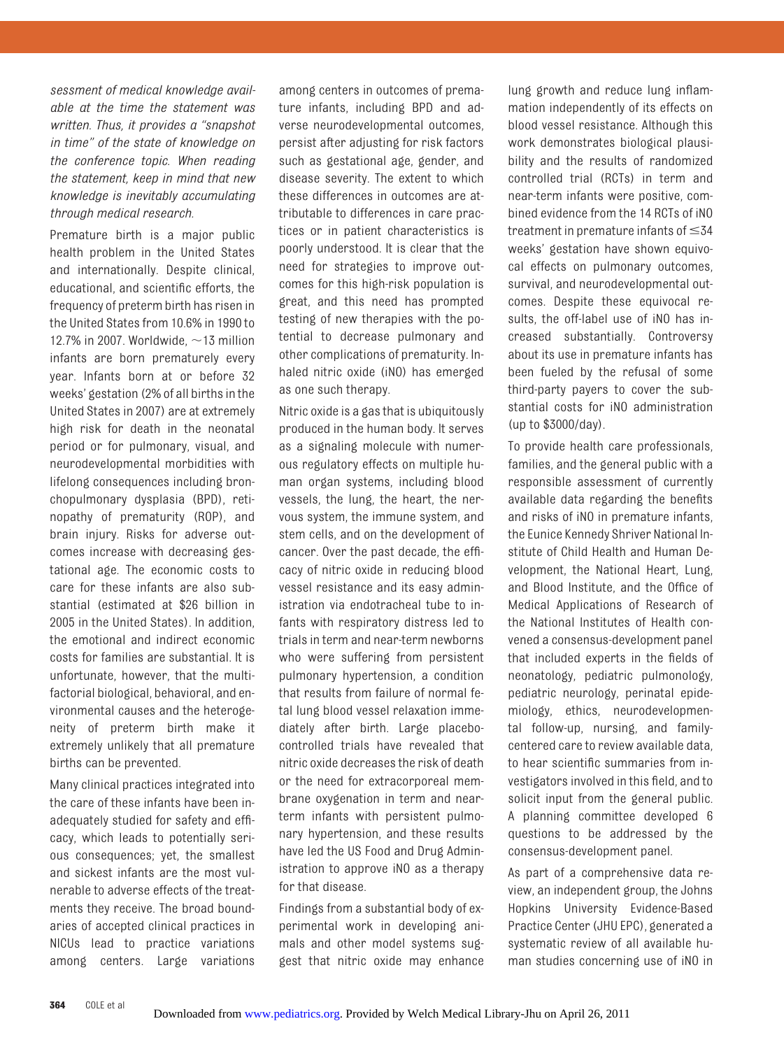*sessment of medical knowledge available at the time the statement was written. Thus, it provides a "snapshot in time" of the state of knowledge on the conference topic. When reading the statement, keep in mind that new knowledge is inevitably accumulating through medical research.*

Premature birth is a major public health problem in the United States and internationally. Despite clinical, educational, and scientific efforts, the frequency of preterm birth has risen in the United States from 10.6% in 1990 to 12.7% in 2007. Worldwide, ~13 million infants are born prematurely every year. Infants born at or before 32 weeks' gestation (2% of all births in the United States in 2007) are at extremely high risk for death in the neonatal period or for pulmonary, visual, and neurodevelopmental morbidities with lifelong consequences including bronchopulmonary dysplasia (BPD), retinopathy of prematurity (ROP), and brain injury. Risks for adverse outcomes increase with decreasing gestational age. The economic costs to care for these infants are also substantial (estimated at $26 billion in 2005 in the United States). In addition, the emotional and indirect economic costs for families are substantial. It is unfortunate, however, that the multifactorial biological, behavioral, and environmental causes and the heterogeneity of preterm birth make it extremely unlikely that all premature births can be prevented.

Many clinical practices integrated into the care of these infants have been inadequately studied for safety and efficacy, which leads to potentially serious consequences; yet, the smallest and sickest infants are the most vulnerable to adverse effects of the treatments they receive. The broad boundaries of accepted clinical practices in NICUs lead to practice variations among centers. Large variations among centers in outcomes of premature infants, including BPD and adverse neurodevelopmental outcomes, persist after adjusting for risk factors such as gestational age, gender, and disease severity. The extent to which these differences in outcomes are attributable to differences in care practices or in patient characteristics is poorly understood. It is clear that the need for strategies to improve outcomes for this high-risk population is great, and this need has prompted testing of new therapies with the potential to decrease pulmonary and other complications of prematurity. Inhaled nitric oxide (iNO) has emerged as one such therapy.

Nitric oxide is a gas that is ubiquitously produced in the human body. It serves as a signaling molecule with numerous regulatory effects on multiple human organ systems, including blood vessels, the lung, the heart, the nervous system, the immune system, and stem cells, and on the development of cancer. Over the past decade, the efficacy of nitric oxide in reducing blood vessel resistance and its easy administration via endotracheal tube to infants with respiratory distress led to trials in term and near-term newborns who were suffering from persistent pulmonary hypertension, a condition that results from failure of normal fetal lung blood vessel relaxation immediately after birth. Large placebo-controlled trials have revealed that nitric oxide decreases the risk of death or the need for extracorporeal membrane oxygenation in term and near-term infants with persistent pulmonary hypertension, and these results have led the US Food and Drug Administration to approve iNO as a therapy for that disease.

Findings from a substantial body of experimental work in developing animals and other model systems suggest that nitric oxide may enhance lung growth and reduce lung inflammation independently of its effects on blood vessel resistance. Although this work demonstrates biological plausibility and the results of randomized controlled trial (RCTs) in term and near-term infants were positive, combined evidence from the 14 RCTs of iNO treatment in premature infants of ≤34 weeks' gestation have shown equivocal effects on pulmonary outcomes, survival, and neurodevelopmental outcomes. Despite these equivocal results, the off-label use of iNO has increased substantially. Controversy about its use in premature infants has been fueled by the refusal of some third-party payers to cover the substantial costs for iNO administration (up to $3000/day).

To provide health care professionals, families, and the general public with a responsible assessment of currently available data regarding the benefits and risks of iNO in premature infants, the Eunice Kennedy Shriver National Institute of Child Health and Human Development, the National Heart, Lung, and Blood Institute, and the Office of Medical Applications of Research of the National Institutes of Health convened a consensus-development panel that included experts in the fields of neonatology, pediatric pulmonology, pediatric neurology, perinatal epidemiology, ethics, neurodevelopmental follow-up, nursing, and family-centered care to review available data, to hear scientific summaries from investigators involved in this field, and to solicit input from the general public. A planning committee developed 6 questions to be addressed by the consensus-development panel.

As part of a comprehensive data review, an independent group, the Johns Hopkins University Evidence-Based Practice Center (JHU EPC), generated a systematic review of all available human studies concerning use of iNO in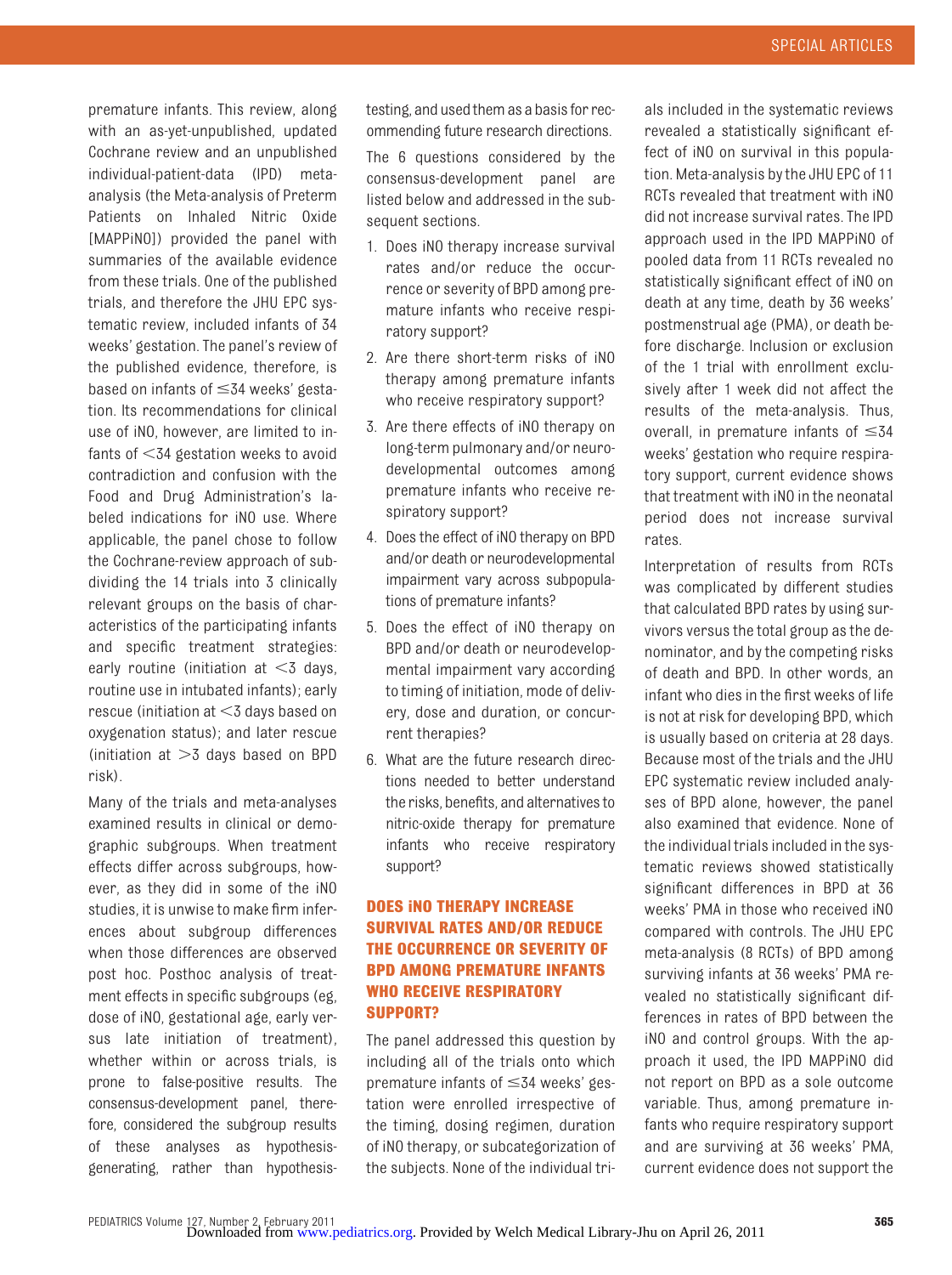premature infants. This review, along with an as-yet-unpublished, updated Cochrane review and an unpublished individual-patient-data (IPD) meta-analysis (the Meta-analysis of Preterm Patients on Inhaled Nitric Oxide [MAPPiNO]) provided the panel with summaries of the available evidence from these trials. One of the published trials, and therefore the JHU EPC systematic review, included infants of 34 weeks' gestation. The panel's review of the published evidence, therefore, is based on infants of ≤34 weeks' gestation. Its recommendations for clinical use of iNO, however, are limited to infants of <34 gestation weeks to avoid contradiction and confusion with the Food and Drug Administration's labeled indications for iNO use. Where applicable, the panel chose to follow the Cochrane-review approach of subdividing the 14 trials into 3 clinically relevant groups on the basis of characteristics of the participating infants and specific treatment strategies: early routine (initiation at <3 days, routine use in intubated infants); early rescue (initiation at <3 days based on oxygenation status); and later rescue (initiation at >3 days based on BPD risk).

Many of the trials and meta-analyses examined results in clinical or demographic subgroups. When treatment effects differ across subgroups, however, as they did in some of the iNO studies, it is unwise to make firm inferences about subgroup differences when those differences are observed post hoc. Posthoc analysis of treatment effects in specific subgroups (eg, dose of iNO, gestational age, early versus late initiation of treatment), whether within or across trials, is prone to false-positive results. The consensus-development panel, therefore, considered the subgroup results of these analyses as hypothesis-generating, rather than hypothesis-testing, and used them as a basis for recommending future research directions.

The 6 questions considered by the consensus-development panel are listed below and addressed in the subsequent sections.

1. Does iNO therapy increase survival rates and/or reduce the occurrence or severity of BPD among premature infants who receive respiratory support?
2. Are there short-term risks of iNO therapy among premature infants who receive respiratory support?
3. Are there effects of iNO therapy on long-term pulmonary and/or neurodevelopmental outcomes among premature infants who receive respiratory support?
4. Does the effect of iNO therapy on BPD and/or death or neurodevelopmental impairment vary across subpopulations of premature infants?
5. Does the effect of iNO therapy on BPD and/or death or neurodevelopmental impairment vary according to timing of initiation, mode of delivery, dose and duration, or concurrent therapies?
6. What are the future research directions needed to better understand the risks, benefits, and alternatives to nitric-oxide therapy for premature infants who receive respiratory support?

## DOES iNO THERAPY INCREASE SURVIVAL RATES AND/OR REDUCE THE OCCURRENCE OR SEVERITY OF BPD AMONG PREMATURE INFANTS WHO RECEIVE RESPIRATORY SUPPORT?

The panel addressed this question by including all of the trials onto which premature infants of ≤34 weeks' gestation were enrolled irrespective of the timing, dosing regimen, duration of iNO therapy, or subcategorization of the subjects. None of the individual trials included in the systematic reviews revealed a statistically significant effect of iNO on survival in this population. Meta-analysis by the JHU EPC of 11 RCTs revealed that treatment with iNO did not increase survival rates. The IPD approach used in the IPD MAPPiNO of pooled data from 11 RCTs revealed no statistically significant effect of iNO on death at any time, death by 36 weeks' postmenstrual age (PMA), or death before discharge. Inclusion or exclusion of the 1 trial with enrollment exclusively after 1 week did not affect the results of the meta-analysis. Thus, overall, in premature infants of ≤34 weeks' gestation who require respiratory support, current evidence shows that treatment with iNO in the neonatal period does not increase survival rates.

Interpretation of results from RCTs was complicated by different studies that calculated BPD rates by using survivors versus the total group as the denominator, and by the competing risks of death and BPD. In other words, an infant who dies in the first weeks of life is not at risk for developing BPD, which is usually based on criteria at 28 days. Because most of the trials and the JHU EPC systematic review included analyses of BPD alone, however, the panel also examined that evidence. None of the individual trials included in the systematic reviews showed statistically significant differences in BPD at 36 weeks' PMA in those who received iNO compared with controls. The JHU EPC meta-analysis (8 RCTs) of BPD among surviving infants at 36 weeks' PMA revealed no statistically significant differences in rates of BPD between the iNO and control groups. With the approach it used, the IPD MAPPiNO did not report on BPD as a sole outcome variable. Thus, among premature infants who require respiratory support and are surviving at 36 weeks' PMA, current evidence does not support the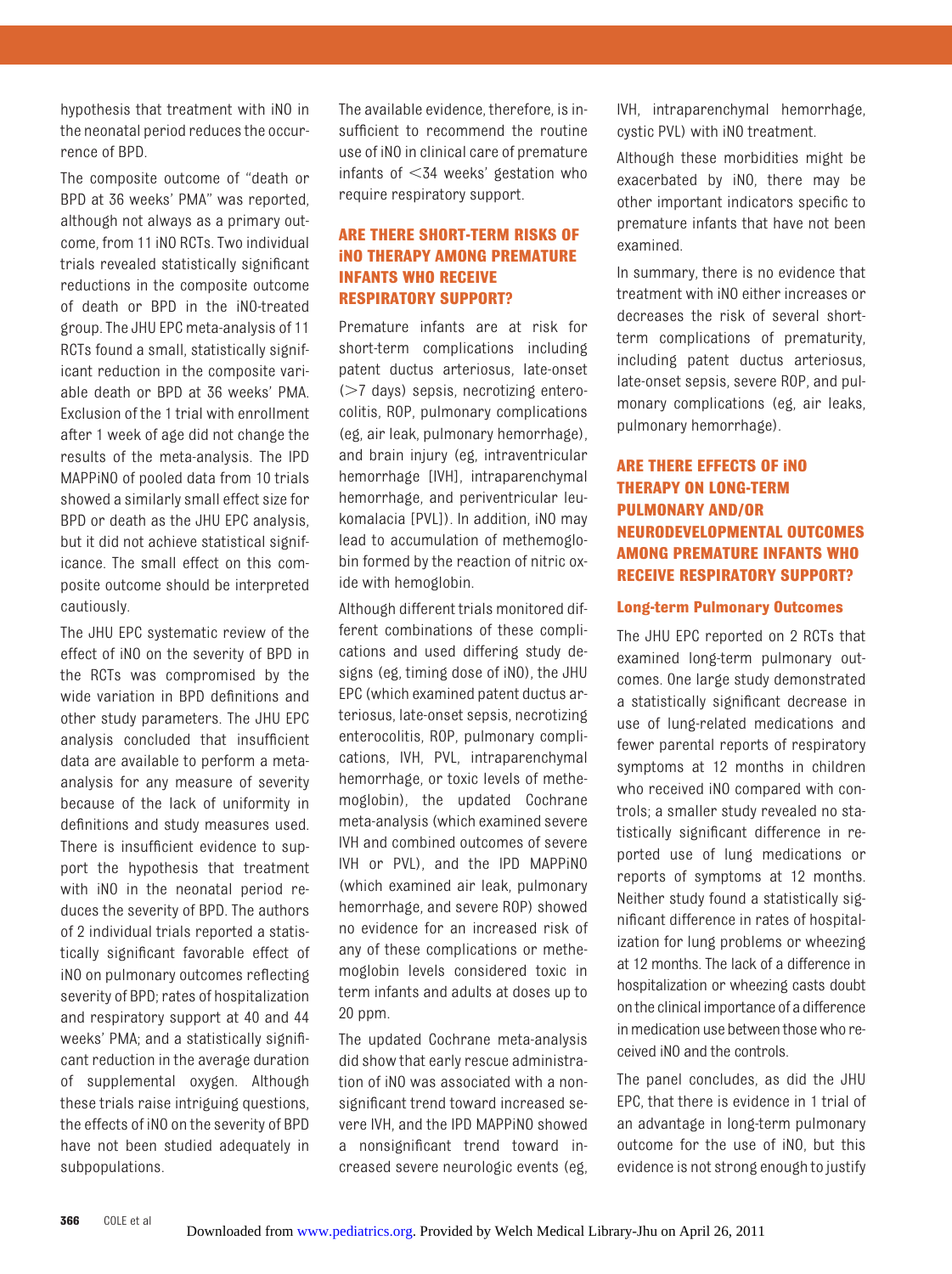hypothesis that treatment with iNO in the neonatal period reduces the occurrence of BPD.

The composite outcome of "death or BPD at 36 weeks' PMA" was reported, although not always as a primary outcome, from 11 iNO RCTs. Two individual trials revealed statistically significant reductions in the composite outcome of death or BPD in the iNO-treated group. The JHU EPC meta-analysis of 11 RCTs found a small, statistically significant reduction in the composite variable death or BPD at 36 weeks' PMA. Exclusion of the 1 trial with enrollment after 1 week of age did not change the results of the meta-analysis. The IPD MAPPiNO of pooled data from 10 trials showed a similarly small effect size for BPD or death as the JHU EPC analysis, but it did not achieve statistical significance. The small effect on this composite outcome should be interpreted cautiously.

The JHU EPC systematic review of the effect of iNO on the severity of BPD in the RCTs was compromised by the wide variation in BPD definitions and other study parameters. The JHU EPC analysis concluded that insufficient data are available to perform a meta-analysis for any measure of severity because of the lack of uniformity in definitions and study measures used. There is insufficient evidence to support the hypothesis that treatment with iNO in the neonatal period reduces the severity of BPD. The authors of 2 individual trials reported a statistically significant favorable effect of iNO on pulmonary outcomes reflecting severity of BPD; rates of hospitalization and respiratory support at 40 and 44 weeks' PMA; and a statistically significant reduction in the average duration of supplemental oxygen. Although these trials raise intriguing questions, the effects of iNO on the severity of BPD have not been studied adequately in subpopulations.

The available evidence, therefore, is insufficient to recommend the routine use of iNO in clinical care of premature infants of <34 weeks' gestation who require respiratory support.

## ARE THERE SHORT-TERM RISKS OF iNO THERAPY AMONG PREMATURE INFANTS WHO RECEIVE RESPIRATORY SUPPORT?

Premature infants are at risk for short-term complications including patent ductus arteriosus, late-onset (>7 days) sepsis, necrotizing enterocolitis, ROP, pulmonary complications (eg, air leak, pulmonary hemorrhage), and brain injury (eg, intraventricular hemorrhage [IVH], intraparenchymal hemorrhage, and periventricular leukomalacia [PVL]). In addition, iNO may lead to accumulation of methemoglobin formed by the reaction of nitric oxide with hemoglobin.

Although different trials monitored different combinations of these complications and used differing study designs (eg, timing dose of iNO), the JHU EPC (which examined patent ductus arteriosus, late-onset sepsis, necrotizing enterocolitis, ROP, pulmonary complications, IVH, PVL, intraparenchymal hemorrhage, or toxic levels of methemoglobin), the updated Cochrane meta-analysis (which examined severe IVH and combined outcomes of severe IVH or PVL), and the IPD MAPPiNO (which examined air leak, pulmonary hemorrhage, and severe ROP) showed no evidence for an increased risk of any of these complications or methemoglobin levels considered toxic in term infants and adults at doses up to 20 ppm.

The updated Cochrane meta-analysis did show that early rescue administration of iNO was associated with a nonsignificant trend toward increased severe IVH, and the IPD MAPPiNO showed a nonsignificant trend toward increased severe neurologic events (eg, IVH, intraparenchymal hemorrhage, cystic PVL) with iNO treatment.

Although these morbidities might be exacerbated by iNO, there may be other important indicators specific to premature infants that have not been examined.

In summary, there is no evidence that treatment with iNO either increases or decreases the risk of several short-term complications of prematurity, including patent ductus arteriosus, late-onset sepsis, severe ROP, and pulmonary complications (eg, air leaks, pulmonary hemorrhage).

## ARE THERE EFFECTS OF iNO THERAPY ON LONG-TERM PULMONARY AND/OR NEURODEVELOPMENTAL OUTCOMES AMONG PREMATURE INFANTS WHO RECEIVE RESPIRATORY SUPPORT?

### Long-term Pulmonary Outcomes

The JHU EPC reported on 2 RCTs that examined long-term pulmonary outcomes. One large study demonstrated a statistically significant decrease in use of lung-related medications and fewer parental reports of respiratory symptoms at 12 months in children who received iNO compared with controls; a smaller study revealed no statistically significant difference in reported use of lung medications or reports of symptoms at 12 months. Neither study found a statistically significant difference in rates of hospitalization for lung problems or wheezing at 12 months. The lack of a difference in hospitalization or wheezing casts doubt on the clinical importance of a difference in medication use between those who received iNO and the controls.

The panel concludes, as did the JHU EPC, that there is evidence in 1 trial of an advantage in long-term pulmonary outcome for the use of iNO, but this evidence is not strong enough to justify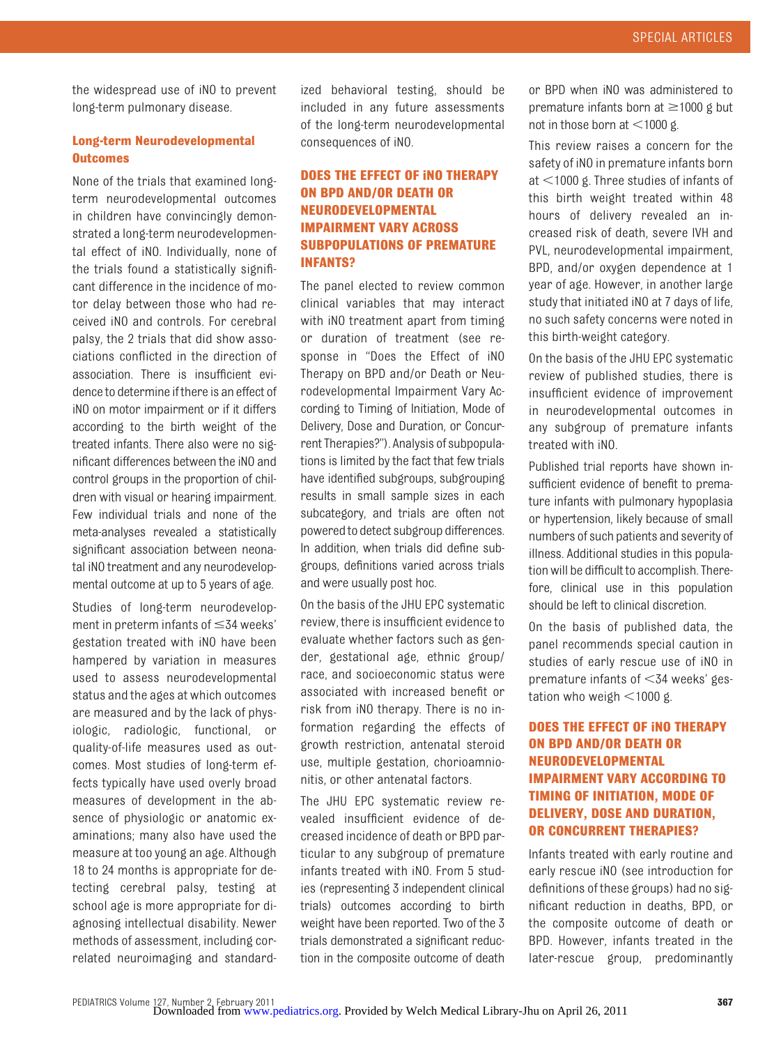the widespread use of iNO to prevent long-term pulmonary disease.

### Long-term Neurodevelopmental Outcomes

None of the trials that examined long-term neurodevelopmental outcomes in children have convincingly demonstrated a long-term neurodevelopmental effect of iNO. Individually, none of the trials found a statistically significant difference in the incidence of motor delay between those who had received iNO and controls. For cerebral palsy, the 2 trials that did show associations conflicted in the direction of association. There is insufficient evidence to determine if there is an effect of iNO on motor impairment or if it differs according to the birth weight of the treated infants. There also were no significant differences between the iNO and control groups in the proportion of children with visual or hearing impairment. Few individual trials and none of the meta-analyses revealed a statistically significant association between neonatal iNO treatment and any neurodevelopmental outcome at up to 5 years of age.

Studies of long-term neurodevelopment in preterm infants of ≤34 weeks' gestation treated with iNO have been hampered by variation in measures used to assess neurodevelopmental status and the ages at which outcomes are measured and by the lack of physiologic, radiologic, functional, or quality-of-life measures used as outcomes. Most studies of long-term effects typically have used overly broad measures of development in the absence of physiologic or anatomic examinations; many also have used the measure at too young an age. Although 18 to 24 months is appropriate for detecting cerebral palsy, testing at school age is more appropriate for diagnosing intellectual disability. Newer methods of assessment, including correlated neuroimaging and standardized behavioral testing, should be included in any future assessments of the long-term neurodevelopmental consequences of iNO.

## DOES THE EFFECT OF iNO THERAPY ON BPD AND/OR DEATH OR NEURODEVELOPMENTAL IMPAIRMENT VARY ACROSS SUBPOPULATIONS OF PREMATURE INFANTS?

The panel elected to review common clinical variables that may interact with iNO treatment apart from timing or duration of treatment (see response in "Does the Effect of iNO Therapy on BPD and/or Death or Neurodevelopmental Impairment Vary According to Timing of Initiation, Mode of Delivery, Dose and Duration, or Concurrent Therapies?"). Analysis of subpopulations is limited by the fact that few trials have identified subgroups, subgrouping results in small sample sizes in each subcategory, and trials are often not powered to detect subgroup differences. In addition, when trials did define subgroups, definitions varied across trials and were usually post hoc.

On the basis of the JHU EPC systematic review, there is insufficient evidence to evaluate whether factors such as gender, gestational age, ethnic group/race, and socioeconomic status were associated with increased benefit or risk from iNO therapy. There is no information regarding the effects of growth restriction, antenatal steroid use, multiple gestation, chorioamnionitis, or other antenatal factors.

The JHU EPC systematic review revealed insufficient evidence of decreased incidence of death or BPD particular to any subgroup of premature infants treated with iNO. From 5 studies (representing 3 independent clinical trials) outcomes according to birth weight have been reported. Two of the 3 trials demonstrated a significant reduction in the composite outcome of death or BPD when iNO was administered to premature infants born at ≥1000 g but not in those born at <1000 g.

This review raises a concern for the safety of iNO in premature infants born at <1000 g. Three studies of infants of this birth weight treated within 48 hours of delivery revealed an increased risk of death, severe IVH and PVL, neurodevelopmental impairment, BPD, and/or oxygen dependence at 1 year of age. However, in another large study that initiated iNO at 7 days of life, no such safety concerns were noted in this birth-weight category.

On the basis of the JHU EPC systematic review of published studies, there is insufficient evidence of improvement in neurodevelopmental outcomes in any subgroup of premature infants treated with iNO.

Published trial reports have shown insufficient evidence of benefit to premature infants with pulmonary hypoplasia or hypertension, likely because of small numbers of such patients and severity of illness. Additional studies in this population will be difficult to accomplish. Therefore, clinical use in this population should be left to clinical discretion.

On the basis of published data, the panel recommends special caution in studies of early rescue use of iNO in premature infants of <34 weeks' gestation who weigh <1000 g.

## DOES THE EFFECT OF iNO THERAPY ON BPD AND/OR DEATH OR NEURODEVELOPMENTAL IMPAIRMENT VARY ACCORDING TO TIMING OF INITIATION, MODE OF DELIVERY, DOSE AND DURATION, OR CONCURRENT THERAPIES?

Infants treated with early routine and early rescue iNO (see introduction for definitions of these groups) had no significant reduction in deaths, BPD, or the composite outcome of death or BPD. However, infants treated in the later-rescue group, predominantly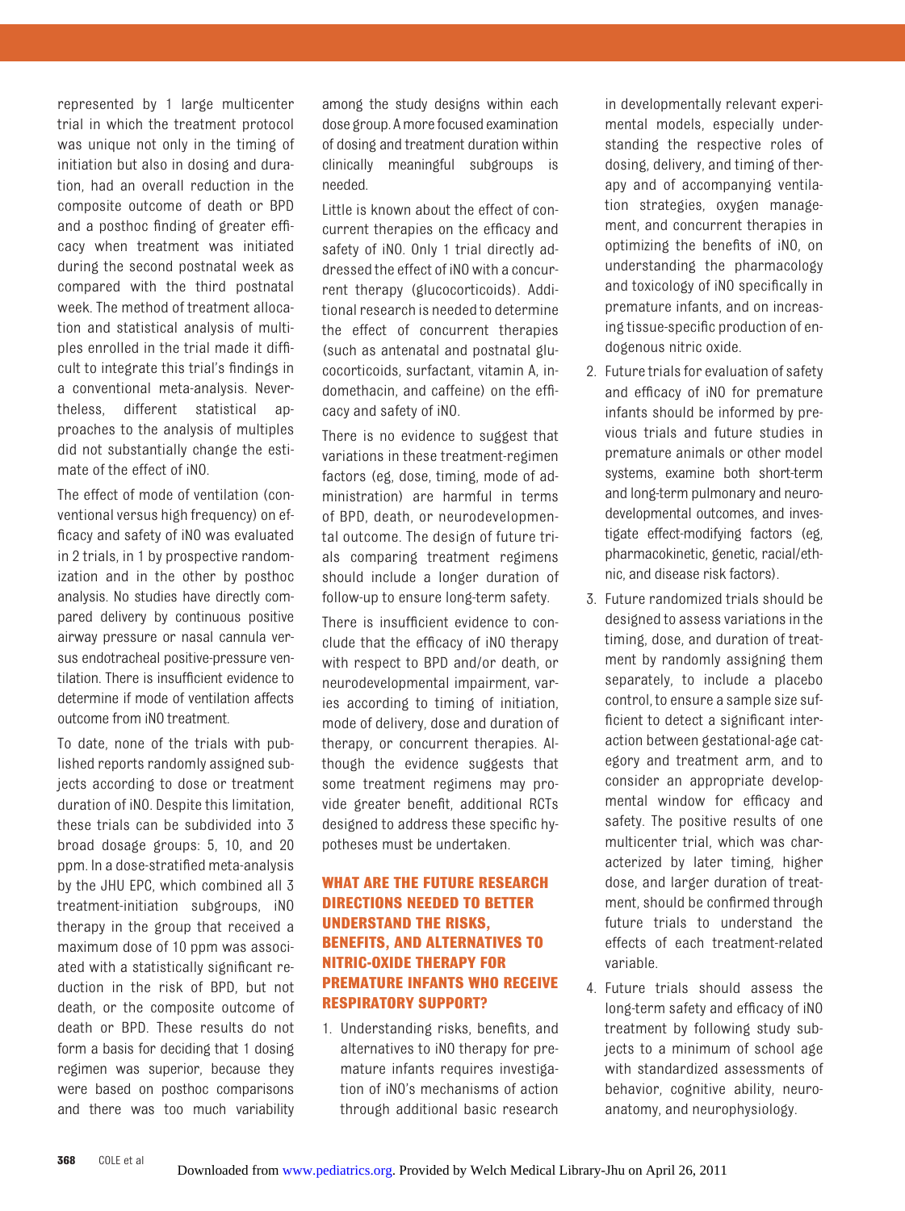represented by 1 large multicenter trial in which the treatment protocol was unique not only in the timing of initiation but also in dosing and duration, had an overall reduction in the composite outcome of death or BPD and a posthoc finding of greater efficacy when treatment was initiated during the second postnatal week as compared with the third postnatal week. The method of treatment allocation and statistical analysis of multiples enrolled in the trial made it difficult to integrate this trial's findings in a conventional meta-analysis. Nevertheless, different statistical approaches to the analysis of multiples did not substantially change the estimate of the effect of iNO.

The effect of mode of ventilation (conventional versus high frequency) on efficacy and safety of iNO was evaluated in 2 trials, in 1 by prospective randomization and in the other by posthoc analysis. No studies have directly compared delivery by continuous positive airway pressure or nasal cannula versus endotracheal positive-pressure ventilation. There is insufficient evidence to determine if mode of ventilation affects outcome from iNO treatment.

To date, none of the trials with published reports randomly assigned subjects according to dose or treatment duration of iNO. Despite this limitation, these trials can be subdivided into 3 broad dosage groups: 5, 10, and 20 ppm. In a dose-stratified meta-analysis by the JHU EPC, which combined all 3 treatment-initiation subgroups, iNO therapy in the group that received a maximum dose of 10 ppm was associated with a statistically significant reduction in the risk of BPD, but not death, or the composite outcome of death or BPD. These results do not form a basis for deciding that 1 dosing regimen was superior, because they were based on posthoc comparisons and there was too much variability among the study designs within each dose group. A more focused examination of dosing and treatment duration within clinically meaningful subgroups is needed.

Little is known about the effect of concurrent therapies on the efficacy and safety of iNO. Only 1 trial directly addressed the effect of iNO with a concurrent therapy (glucocorticoids). Additional research is needed to determine the effect of concurrent therapies (such as antenatal and postnatal glucocorticoids, surfactant, vitamin A, indomethacin, and caffeine) on the efficacy and safety of iNO.

There is no evidence to suggest that variations in these treatment-regimen factors (eg, dose, timing, mode of administration) are harmful in terms of BPD, death, or neurodevelopmental outcome. The design of future trials comparing treatment regimens should include a longer duration of follow-up to ensure long-term safety.

There is insufficient evidence to conclude that the efficacy of iNO therapy with respect to BPD and/or death, or neurodevelopmental impairment, varies according to timing of initiation, mode of delivery, dose and duration of therapy, or concurrent therapies. Although the evidence suggests that some treatment regimens may provide greater benefit, additional RCTs designed to address these specific hypotheses must be undertaken.

## WHAT ARE THE FUTURE RESEARCH DIRECTIONS NEEDED TO BETTER UNDERSTAND THE RISKS, BENEFITS, AND ALTERNATIVES TO NITRIC-OXIDE THERAPY FOR PREMATURE INFANTS WHO RECEIVE RESPIRATORY SUPPORT?

1. Understanding risks, benefits, and alternatives to iNO therapy for premature infants requires investigation of iNO's mechanisms of action through additional basic research in developmentally relevant experimental models, especially understanding the respective roles of dosing, delivery, and timing of therapy and of accompanying ventilation strategies, oxygen management, and concurrent therapies in optimizing the benefits of iNO, on understanding the pharmacology and toxicology of iNO specifically in premature infants, and on increasing tissue-specific production of endogenous nitric oxide.
2. Future trials for evaluation of safety and efficacy of iNO for premature infants should be informed by previous trials and future studies in premature animals or other model systems, examine both short-term and long-term pulmonary and neurodevelopmental outcomes, and investigate effect-modifying factors (eg, pharmacokinetic, genetic, racial/ethnic, and disease risk factors).
3. Future randomized trials should be designed to assess variations in the timing, dose, and duration of treatment by randomly assigning them separately, to include a placebo control, to ensure a sample size sufficient to detect a significant interaction between gestational-age category and treatment arm, and to consider an appropriate developmental window for efficacy and safety. The positive results of one multicenter trial, which was characterized by later timing, higher dose, and larger duration of treatment, should be confirmed through future trials to understand the effects of each treatment-related variable.
4. Future trials should assess the long-term safety and efficacy of iNO treatment by following study subjects to a minimum of school age with standardized assessments of behavior, cognitive ability, neuroanatomy, and neurophysiology.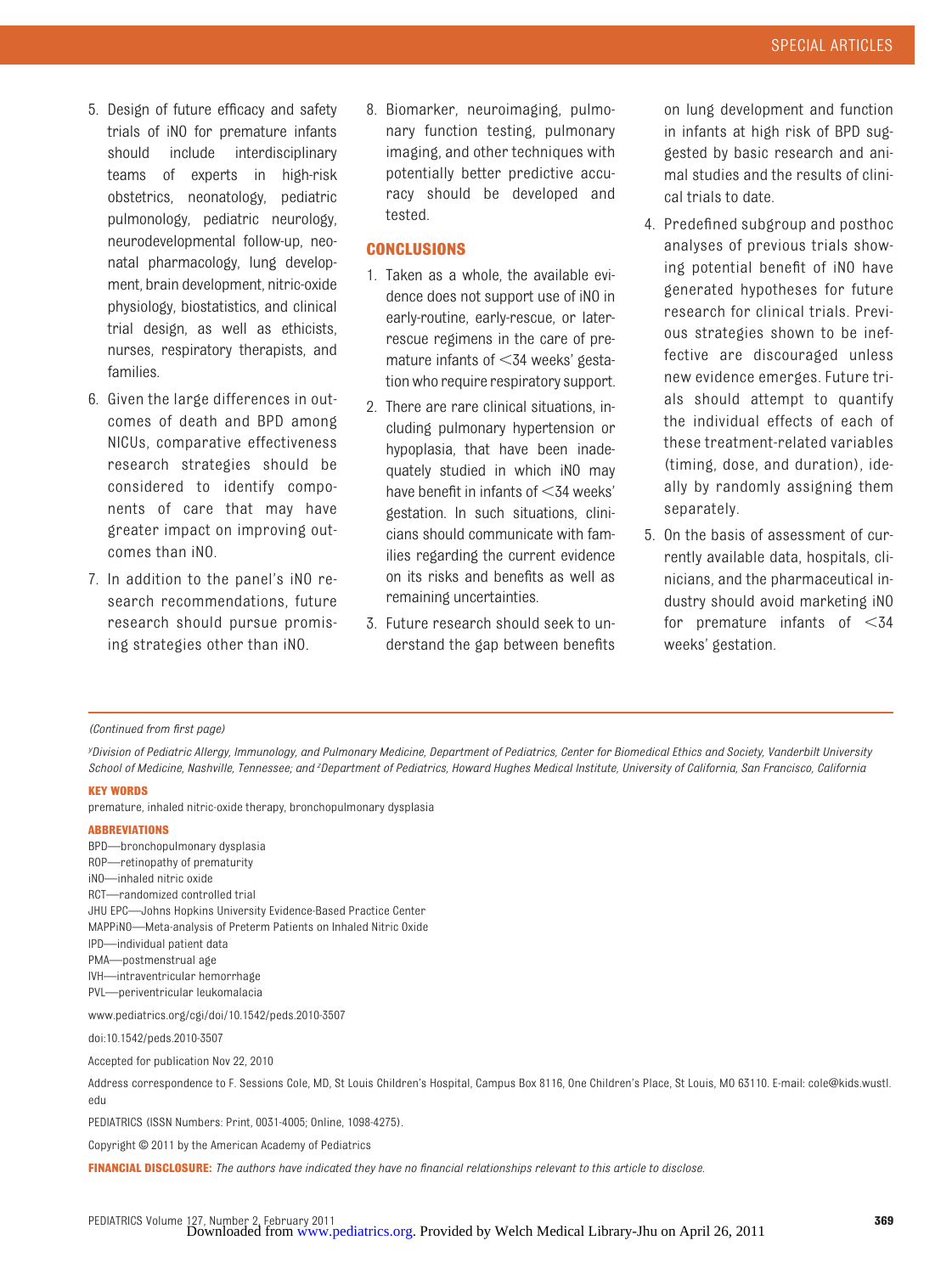5. Design of future efficacy and safety trials of iNO for premature infants should include interdisciplinary teams of experts in high-risk obstetrics, neonatology, pediatric pulmonology, pediatric neurology, neurodevelopmental follow-up, neonatal pharmacology, lung development, brain development, nitric-oxide physiology, biostatistics, and clinical trial design, as well as ethicists, nurses, respiratory therapists, and families.
6. Given the large differences in outcomes of death and BPD among NICUs, comparative effectiveness research strategies should be considered to identify components of care that may have greater impact on improving outcomes than iNO.
7. In addition to the panel's iNO research recommendations, future research should pursue promising strategies other than iNO.
8. Biomarker, neuroimaging, pulmonary function testing, pulmonary imaging, and other techniques with potentially better predictive accuracy should be developed and tested.

## CONCLUSIONS

1. Taken as a whole, the available evidence does not support use of iNO in early-routine, early-rescue, or later-rescue regimens in the care of premature infants of <34 weeks' gestation who require respiratory support.
2. There are rare clinical situations, including pulmonary hypertension or hypoplasia, that have been inadequately studied in which iNO may have benefit in infants of <34 weeks' gestation. In such situations, clinicians should communicate with families regarding the current evidence on its risks and benefits as well as remaining uncertainties.
3. Future research should seek to understand the gap between benefits on lung development and function in infants at high risk of BPD suggested by basic research and animal studies and the results of clinical trials to date.
4. Predefined subgroup and posthoc analyses of previous trials showing potential benefit of iNO have generated hypotheses for future research for clinical trials. Previous strategies shown to be ineffective are discouraged unless new evidence emerges. Future trials should attempt to quantify the individual effects of each of these treatment-related variables (timing, dose, and duration), ideally by randomly assigning them separately.
5. On the basis of assessment of currently available data, hospitals, clinicians, and the pharmaceutical industry should avoid marketing iNO for premature infants of <34 weeks' gestation.

*(Continued from first page)*

[y]*Division of Pediatric Allergy, Immunology, and Pulmonary Medicine, Department of Pediatrics, Center for Biomedical Ethics and Society, Vanderbilt University School of Medicine, Nashville, Tennessee; and* [z]*Department of Pediatrics, Howard Hughes Medical Institute, University of California, San Francisco, California*

**KEY WORDS**

premature, inhaled nitric-oxide therapy, bronchopulmonary dysplasia

**ABBREVIATIONS**

BPD—bronchopulmonary dysplasia
ROP—retinopathy of prematurity
iNO—inhaled nitric oxide
RCT—randomized controlled trial
JHU EPC—Johns Hopkins University Evidence-Based Practice Center
MAPPiNO—Meta-analysis of Preterm Patients on Inhaled Nitric Oxide
IPD—individual patient data
PMA—postmenstrual age
IVH—intraventricular hemorrhage
PVL—periventricular leukomalacia

www.pediatrics.org/cgi/doi/10.1542/peds.2010-3507

doi:10.1542/peds.2010-3507

Accepted for publication Nov 22, 2010

Address correspondence to F. Sessions Cole, MD, St Louis Children's Hospital, Campus Box 8116, One Children's Place, St Louis, MO 63110. E-mail: cole@kids.wustl.edu

PEDIATRICS (ISSN Numbers: Print, 0031-4005; Online, 1098-4275).

Copyright © 2011 by the American Academy of Pediatrics

**FINANCIAL DISCLOSURE:** *The authors have indicated they have no financial relationships relevant to this article to disclose.*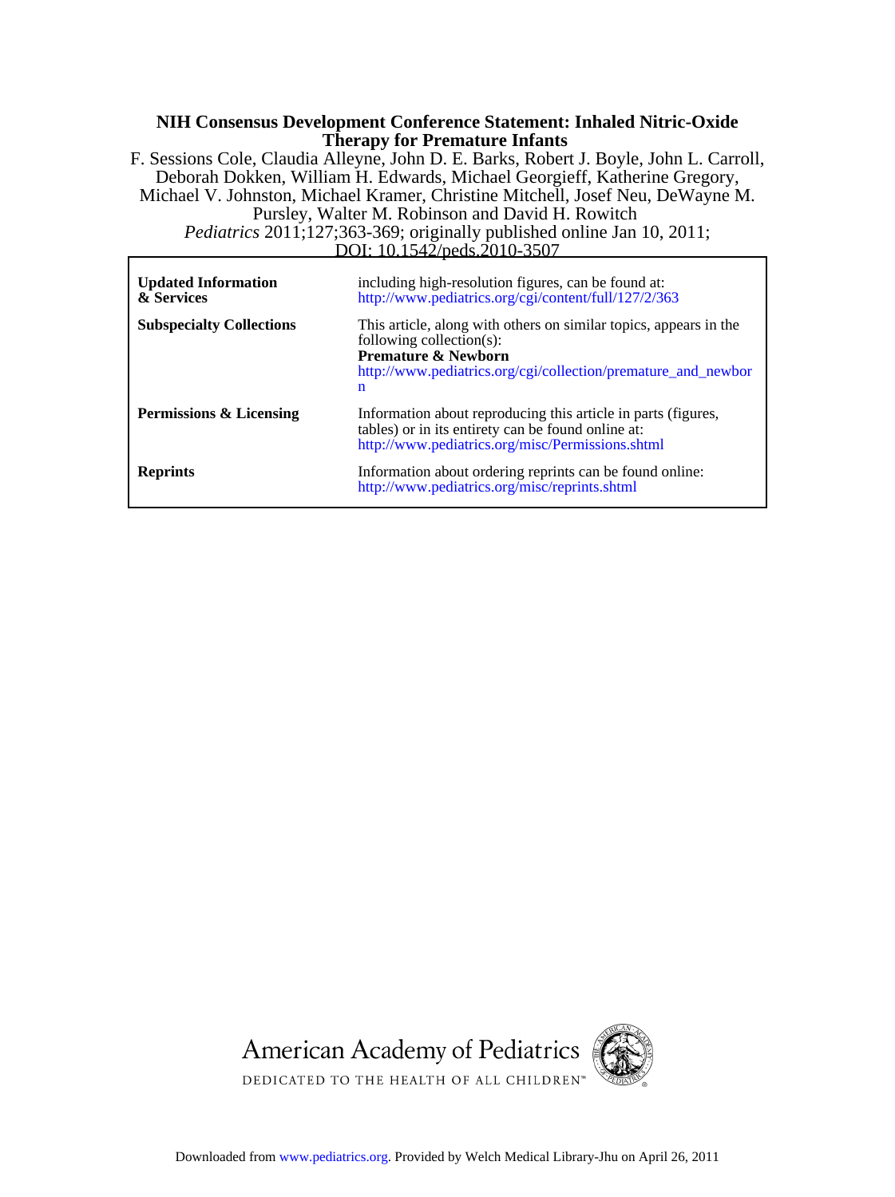# NIH Consensus Development Conference Statement: Inhaled Nitric-Oxide Therapy for Premature Infants

F. Sessions Cole, Claudia Alleyne, John D. E. Barks, Robert J. Boyle, John L. Carroll, Deborah Dokken, William H. Edwards, Michael Georgieff, Katherine Gregory, Michael V. Johnston, Michael Kramer, Christine Mitchell, Josef Neu, DeWayne M. Pursley, Walter M. Robinson and David H. Rowitch

*Pediatrics* 2011;127;363-369; originally published online Jan 10, 2011;
DOI: 10.1542/peds.2010-3507

| | |
|---|---|
| **Updated Information & Services** | including high-resolution figures, can be found at: http://www.pediatrics.org/cgi/content/full/127/2/363 |
| **Subspecialty Collections** | This article, along with others on similar topics, appears in the following collection(s): **Premature & Newborn** http://www.pediatrics.org/cgi/collection/premature_and_newborn |
| **Permissions & Licensing** | Information about reproducing this article in parts (figures, tables) or in its entirety can be found online at: http://www.pediatrics.org/misc/Permissions.shtml |
| **Reprints** | Information about ordering reprints can be found online: http://www.pediatrics.org/misc/reprints.shtml |

American Academy of Pediatrics

DEDICATED TO THE HEALTH OF ALL CHILDREN™

Downloaded from www.pediatrics.org. Provided by Welch Medical Library-Jhu on April 26, 2011